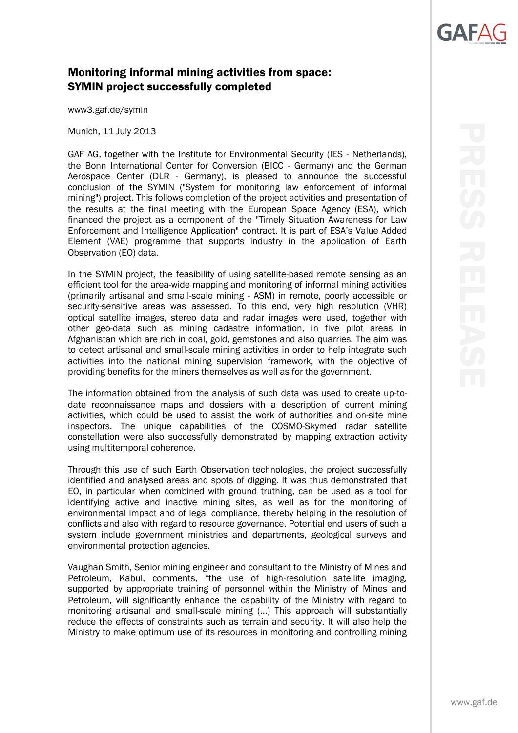# Monitoring informal mining activities from space: SYMIN project successfully completed

www3.gaf.de/symin

Munich, 11 July 2013

GAF AG, together with the Institute for Environmental Security (IES - Netherlands), the Bonn International Center for Conversion (BICC - Germany) and the German Aerospace Center (DLR - Germany), is pleased to announce the successful conclusion of the SYMIN ("System for monitoring law enforcement of informal mining") project. This follows completion of the project activities and presentation of the results at the final meeting with the European Space Agency (ESA), which financed the project as a component of the "Timely Situation Awareness for Law Enforcement and Intelligence Application" contract. It is part of ESA's Value Added Element (VAE) programme that supports industry in the application of Earth Observation (EO) data.

In the SYMIN project, the feasibility of using satellite-based remote sensing as an efficient tool for the area-wide mapping and monitoring of informal mining activities (primarily artisanal and small-scale mining - ASM) in remote, poorly accessible or security-sensitive areas was assessed. To this end, very high resolution (VHR) optical satellite images, stereo data and radar images were used, together with other geo-data such as mining cadastre information, in five pilot areas in Afghanistan which are rich in coal, gold, gemstones and also quarries. The aim was to detect artisanal and small-scale mining activities in order to help integrate such activities into the national mining supervision framework, with the objective of providing benefits for the miners themselves as well as for the government.

The information obtained from the analysis of such data was used to create up-to-date reconnaissance maps and dossiers with a description of current mining activities, which could be used to assist the work of authorities and on-site mine inspectors. The unique capabilities of the COSMO-Skymed radar satellite constellation were also successfully demonstrated by mapping extraction activity using multitemporal coherence.

Through this use of such Earth Observation technologies, the project successfully identified and analysed areas and spots of digging. It was thus demonstrated that EO, in particular when combined with ground truthing, can be used as a tool for identifying active and inactive mining sites, as well as for the monitoring of environmental impact and of legal compliance, thereby helping in the resolution of conflicts and also with regard to resource governance. Potential end users of such a system include government ministries and departments, geological surveys and environmental protection agencies.

Vaughan Smith, Senior mining engineer and consultant to the Ministry of Mines and Petroleum, Kabul, comments, "the use of high-resolution satellite imaging, supported by appropriate training of personnel within the Ministry of Mines and Petroleum, will significantly enhance the capability of the Ministry with regard to monitoring artisanal and small-scale mining (...) This approach will substantially reduce the effects of constraints such as terrain and security. It will also help the Ministry to make optimum use of its resources in monitoring and controlling mining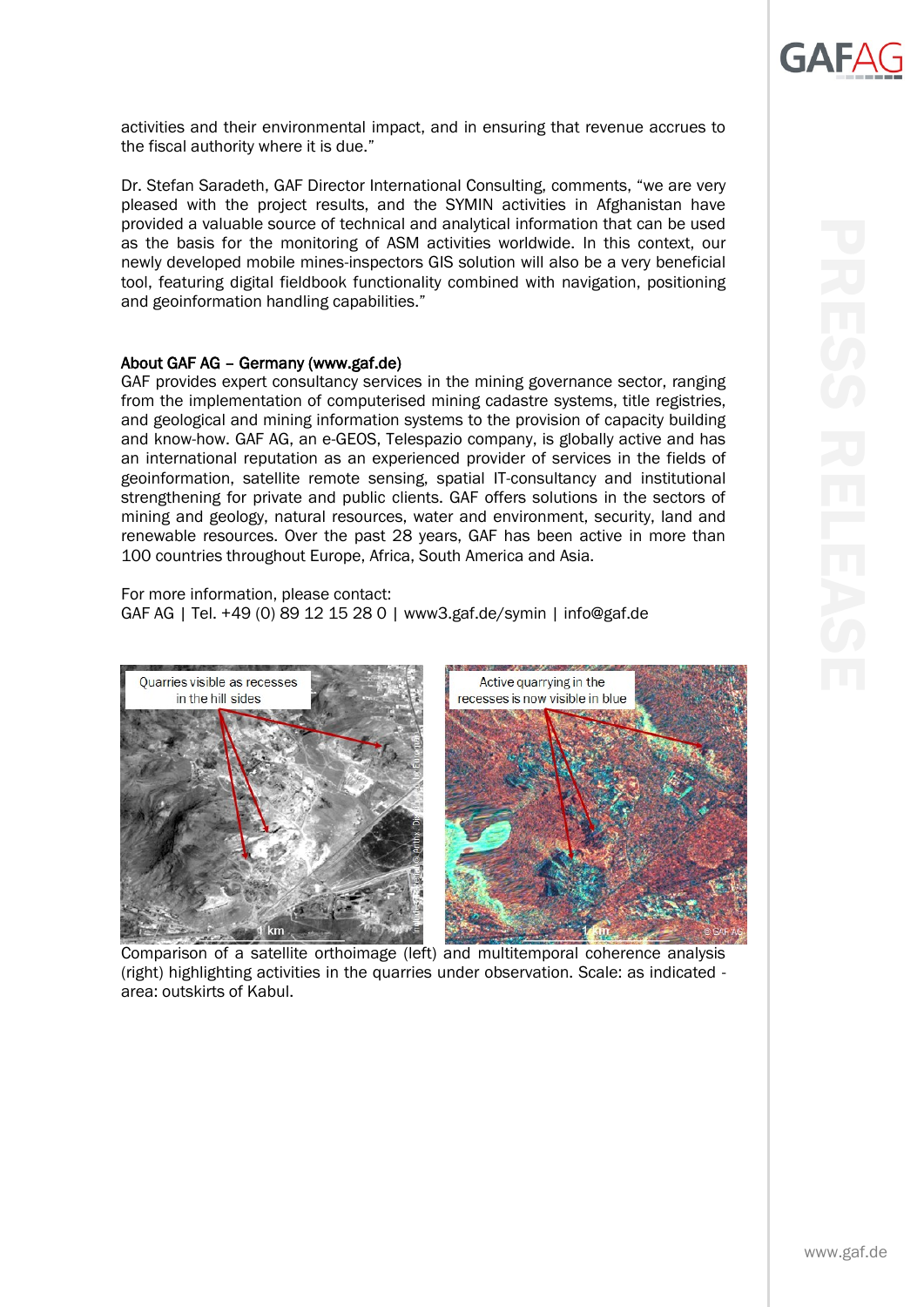activities and their environmental impact, and in ensuring that revenue accrues to the fiscal authority where it is due."

Dr. Stefan Saradeth, GAF Director International Consulting, comments, "we are very pleased with the project results, and the SYMIN activities in Afghanistan have provided a valuable source of technical and analytical information that can be used as the basis for the monitoring of ASM activities worldwide. In this context, our newly developed mobile mines-inspectors GIS solution will also be a very beneficial tool, featuring digital fieldbook functionality combined with navigation, positioning and geoinformation handling capabilities."

**About GAF AG – Germany (www.gaf.de)**
GAF provides expert consultancy services in the mining governance sector, ranging from the implementation of computerised mining cadastre systems, title registries, and geological and mining information systems to the provision of capacity building and know-how. GAF AG, an e-GEOS, Telespazio company, is globally active and has an international reputation as an experienced provider of services in the fields of geoinformation, satellite remote sensing, spatial IT-consultancy and institutional strengthening for private and public clients. GAF offers solutions in the sectors of mining and geology, natural resources, water and environment, security, land and renewable resources. Over the past 28 years, GAF has been active in more than 100 countries throughout Europe, Africa, South America and Asia.

For more information, please contact:
GAF AG | Tel. +49 (0) 89 12 15 28 0 | www3.gaf.de/symin | info@gaf.de

Quarries visible as recesses in the hill sides

Active quarrying in the recesses is now visible in blue

Comparison of a satellite orthoimage (left) and multitemporal coherence analysis (right) highlighting activities in the quarries under observation. Scale: as indicated - area: outskirts of Kabul.